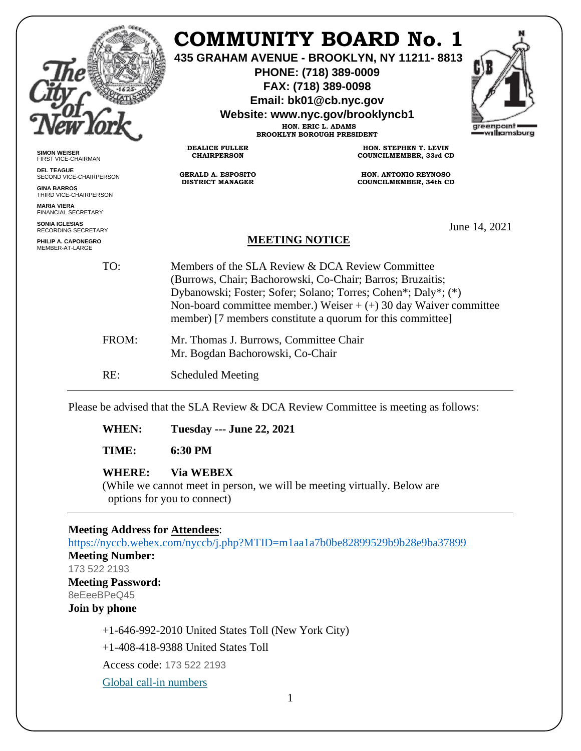# COMMUNITY BOARD No. 1

**435 GRAHAM AVENUE - BROOKLYN, NY 11211- 8813**
**PHONE: (718) 389-0009**
**FAX: (718) 389-0098**
**Email: bk01@cb.nyc.gov**
**Website: www.nyc.gov/brooklyncb1**

**HON. ERIC L. ADAMS**
**BROOKLYN BOROUGH PRESIDENT**

**DEALICE FULLER**
**CHAIRPERSON**

**HON. STEPHEN T. LEVIN**
**COUNCILMEMBER, 33rd CD**

**GERALD A. ESPOSITO**
**DISTRICT MANAGER**

**HON. ANTONIO REYNOSO**
**COUNCILMEMBER, 34th CD**

**SIMON WEISER** FIRST VICE-CHAIRMAN
**DEL TEAGUE** SECOND VICE-CHAIRPERSON
**GINA BARROS** THIRD VICE-CHAIRPERSON
**MARIA VIERA** FINANCIAL SECRETARY
**SONIA IGLESIAS** RECORDING SECRETARY
**PHILIP A. CAPONEGRO** MEMBER-AT-LARGE

June 14, 2021

## MEETING NOTICE

TO: Members of the SLA Review & DCA Review Committee (Burrows, Chair; Bachorowski, Co-Chair; Barros; Bruzaitis; Dybanowski; Foster; Sofer; Solano; Torres; Cohen*; Daly*; (*) Non-board committee member.) Weiser + (+) 30 day Waiver committee member) [7 members constitute a quorum for this committee]

FROM: Mr. Thomas J. Burrows, Committee Chair
Mr. Bogdan Bachorowski, Co-Chair

RE: Scheduled Meeting

---

Please be advised that the SLA Review & DCA Review Committee is meeting as follows:

**WHEN:** **Tuesday --- June 22, 2021**

**TIME:** **6:30 PM**

**WHERE:** **Via WEBEX**
(While we cannot meet in person, we will be meeting virtually. Below are options for you to connect)

---

**Meeting Address for Attendees**:
https://nyccb.webex.com/nyccb/j.php?MTID=m1aa1a7b0be82899529b9b28e9ba37899
**Meeting Number:**
173 522 2193
**Meeting Password:**
8eEeeBPeQ45
**Join by phone**

+1-646-992-2010 United States Toll (New York City)

+1-408-418-9388 United States Toll

Access code: 173 522 2193

Global call-in numbers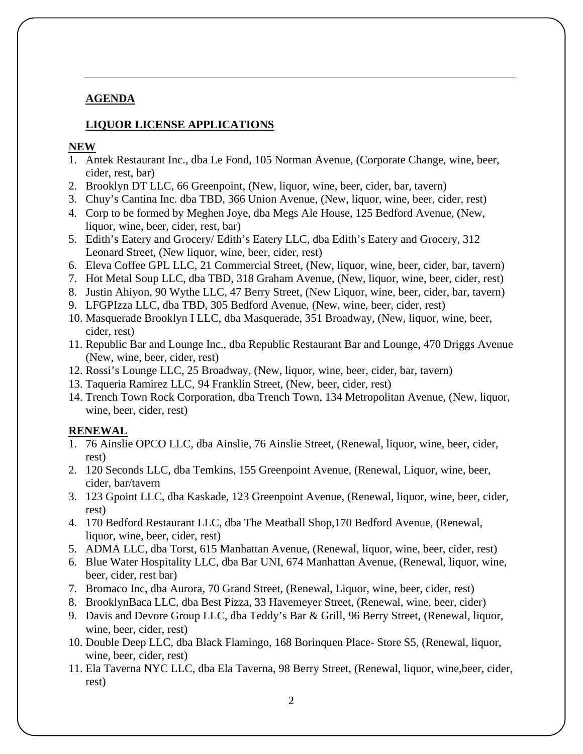## AGENDA

## LIQUOR LICENSE APPLICATIONS

**NEW**

1. Antek Restaurant Inc., dba Le Fond, 105 Norman Avenue, (Corporate Change, wine, beer, cider, rest, bar)
2. Brooklyn DT LLC, 66 Greenpoint, (New, liquor, wine, beer, cider, bar, tavern)
3. Chuy's Cantina Inc. dba TBD, 366 Union Avenue, (New, liquor, wine, beer, cider, rest)
4. Corp to be formed by Meghen Joye, dba Megs Ale House, 125 Bedford Avenue, (New, liquor, wine, beer, cider, rest, bar)
5. Edith's Eatery and Grocery/ Edith's Eatery LLC, dba Edith's Eatery and Grocery, 312 Leonard Street, (New liquor, wine, beer, cider, rest)
6. Eleva Coffee GPL LLC, 21 Commercial Street, (New, liquor, wine, beer, cider, bar, tavern)
7. Hot Metal Soup LLC, dba TBD, 318 Graham Avenue, (New, liquor, wine, beer, cider, rest)
8. Justin Ahiyon, 90 Wythe LLC, 47 Berry Street, (New Liquor, wine, beer, cider, bar, tavern)
9. LFGPIzza LLC, dba TBD, 305 Bedford Avenue, (New, wine, beer, cider, rest)
10. Masquerade Brooklyn I LLC, dba Masquerade, 351 Broadway, (New, liquor, wine, beer, cider, rest)
11. Republic Bar and Lounge Inc., dba Republic Restaurant Bar and Lounge, 470 Driggs Avenue (New, wine, beer, cider, rest)
12. Rossi's Lounge LLC, 25 Broadway, (New, liquor, wine, beer, cider, bar, tavern)
13. Taqueria Ramirez LLC, 94 Franklin Street, (New, beer, cider, rest)
14. Trench Town Rock Corporation, dba Trench Town, 134 Metropolitan Avenue, (New, liquor, wine, beer, cider, rest)

**RENEWAL**

1. 76 Ainslie OPCO LLC, dba Ainslie, 76 Ainslie Street, (Renewal, liquor, wine, beer, cider, rest)
2. 120 Seconds LLC, dba Temkins, 155 Greenpoint Avenue, (Renewal, Liquor, wine, beer, cider, bar/tavern
3. 123 Gpoint LLC, dba Kaskade, 123 Greenpoint Avenue, (Renewal, liquor, wine, beer, cider, rest)
4. 170 Bedford Restaurant LLC, dba The Meatball Shop,170 Bedford Avenue, (Renewal, liquor, wine, beer, cider, rest)
5. ADMA LLC, dba Torst, 615 Manhattan Avenue, (Renewal, liquor, wine, beer, cider, rest)
6. Blue Water Hospitality LLC, dba Bar UNI, 674 Manhattan Avenue, (Renewal, liquor, wine, beer, cider, rest bar)
7. Bromaco Inc, dba Aurora, 70 Grand Street, (Renewal, Liquor, wine, beer, cider, rest)
8. BrooklynBaca LLC, dba Best Pizza, 33 Havemeyer Street, (Renewal, wine, beer, cider)
9. Davis and Devore Group LLC, dba Teddy's Bar & Grill, 96 Berry Street, (Renewal, liquor, wine, beer, cider, rest)
10. Double Deep LLC, dba Black Flamingo, 168 Borinquen Place- Store S5, (Renewal, liquor, wine, beer, cider, rest)
11. Ela Taverna NYC LLC, dba Ela Taverna, 98 Berry Street, (Renewal, liquor, wine,beer, cider, rest)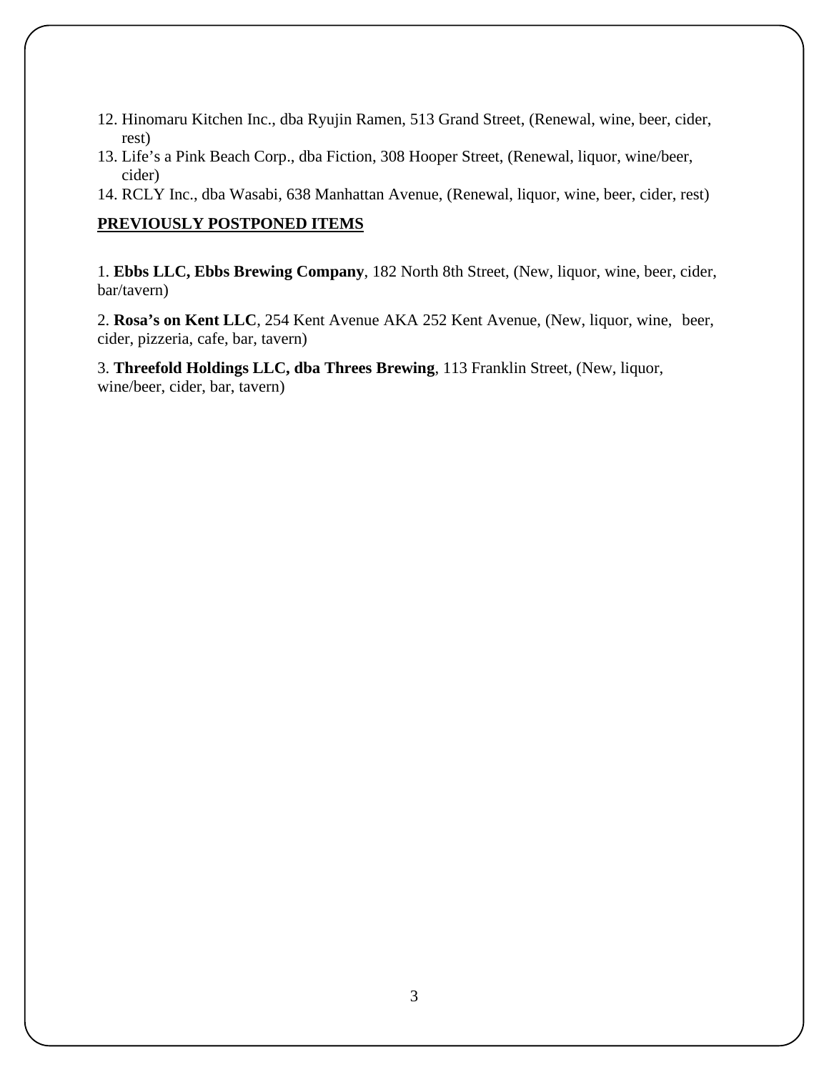12. Hinomaru Kitchen Inc., dba Ryujin Ramen, 513 Grand Street, (Renewal, wine, beer, cider, rest)
13. Life's a Pink Beach Corp., dba Fiction, 308 Hooper Street, (Renewal, liquor, wine/beer, cider)
14. RCLY Inc., dba Wasabi, 638 Manhattan Avenue, (Renewal, liquor, wine, beer, cider, rest)

**PREVIOUSLY POSTPONED ITEMS**

1. **Ebbs LLC, Ebbs Brewing Company**, 182 North 8th Street, (New, liquor, wine, beer, cider, bar/tavern)

2. **Rosa's on Kent LLC**, 254 Kent Avenue AKA 252 Kent Avenue, (New, liquor, wine, beer, cider, pizzeria, cafe, bar, tavern)

3. **Threefold Holdings LLC, dba Threes Brewing**, 113 Franklin Street, (New, liquor, wine/beer, cider, bar, tavern)